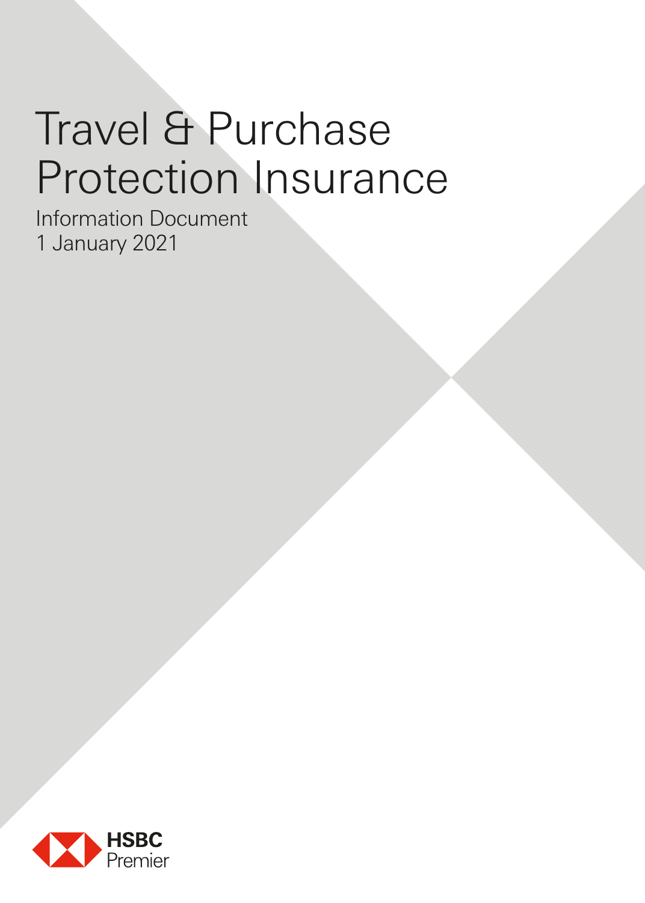# Travel & Purchase Protection Insurance

Information Document
1 January 2021

HSBC
Premier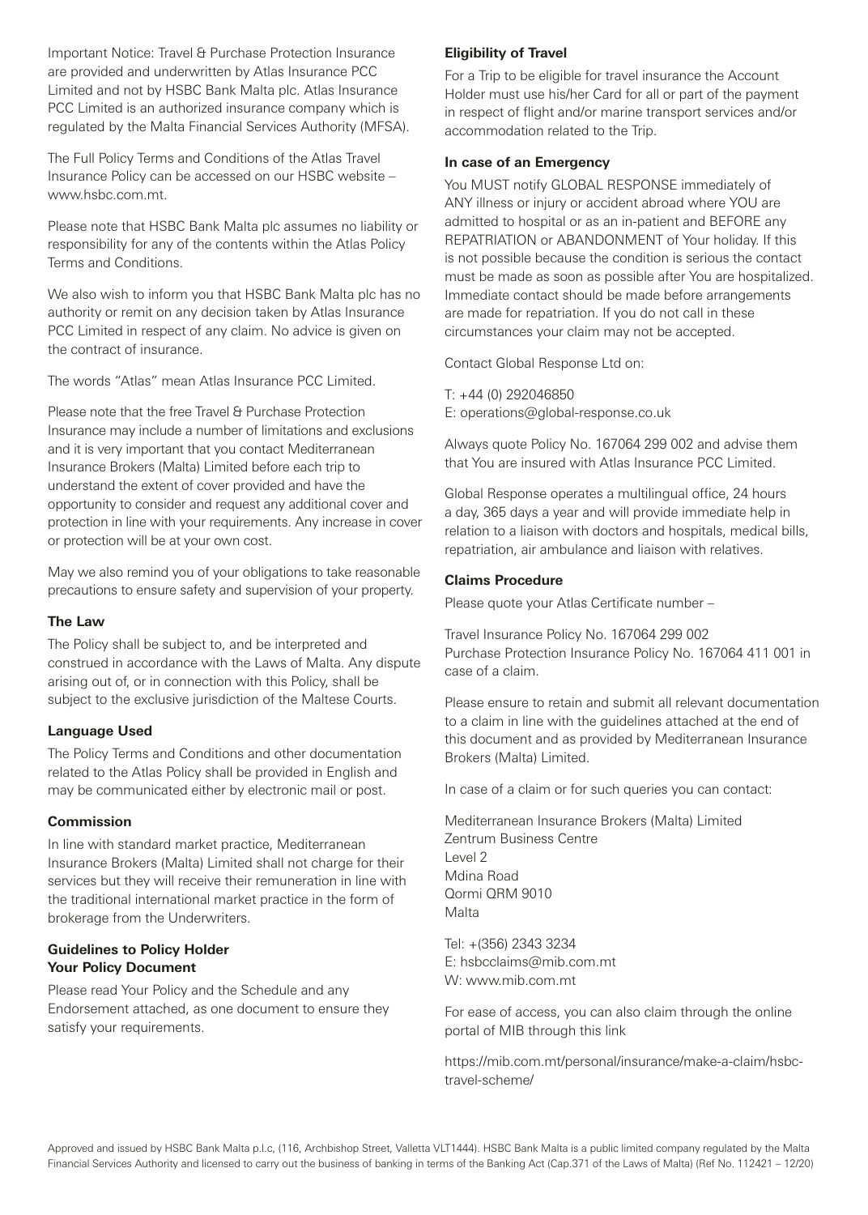Important Notice: Travel & Purchase Protection Insurance are provided and underwritten by Atlas Insurance PCC Limited and not by HSBC Bank Malta plc. Atlas Insurance PCC Limited is an authorized insurance company which is regulated by the Malta Financial Services Authority (MFSA).

The Full Policy Terms and Conditions of the Atlas Travel Insurance Policy can be accessed on our HSBC website – www.hsbc.com.mt.

Please note that HSBC Bank Malta plc assumes no liability or responsibility for any of the contents within the Atlas Policy Terms and Conditions.

We also wish to inform you that HSBC Bank Malta plc has no authority or remit on any decision taken by Atlas Insurance PCC Limited in respect of any claim. No advice is given on the contract of insurance.

The words "Atlas" mean Atlas Insurance PCC Limited.

Please note that the free Travel & Purchase Protection Insurance may include a number of limitations and exclusions and it is very important that you contact Mediterranean Insurance Brokers (Malta) Limited before each trip to understand the extent of cover provided and have the opportunity to consider and request any additional cover and protection in line with your requirements. Any increase in cover or protection will be at your own cost.

May we also remind you of your obligations to take reasonable precautions to ensure safety and supervision of your property.

**The Law**

The Policy shall be subject to, and be interpreted and construed in accordance with the Laws of Malta. Any dispute arising out of, or in connection with this Policy, shall be subject to the exclusive jurisdiction of the Maltese Courts.

**Language Used**

The Policy Terms and Conditions and other documentation related to the Atlas Policy shall be provided in English and may be communicated either by electronic mail or post.

**Commission**

In line with standard market practice, Mediterranean Insurance Brokers (Malta) Limited shall not charge for their services but they will receive their remuneration in line with the traditional international market practice in the form of brokerage from the Underwriters.

**Guidelines to Policy Holder**
**Your Policy Document**

Please read Your Policy and the Schedule and any Endorsement attached, as one document to ensure they satisfy your requirements.

**Eligibility of Travel**

For a Trip to be eligible for travel insurance the Account Holder must use his/her Card for all or part of the payment in respect of flight and/or marine transport services and/or accommodation related to the Trip.

**In case of an Emergency**

You MUST notify GLOBAL RESPONSE immediately of ANY illness or injury or accident abroad where YOU are admitted to hospital or as an in-patient and BEFORE any REPATRIATION or ABANDONMENT of Your holiday. If this is not possible because the condition is serious the contact must be made as soon as possible after You are hospitalized. Immediate contact should be made before arrangements are made for repatriation. If you do not call in these circumstances your claim may not be accepted.

Contact Global Response Ltd on:

T: +44 (0) 292046850
E: operations@global-response.co.uk

Always quote Policy No. 167064 299 002 and advise them that You are insured with Atlas Insurance PCC Limited.

Global Response operates a multilingual office, 24 hours a day, 365 days a year and will provide immediate help in relation to a liaison with doctors and hospitals, medical bills, repatriation, air ambulance and liaison with relatives.

**Claims Procedure**

Please quote your Atlas Certificate number –

Travel Insurance Policy No. 167064 299 002
Purchase Protection Insurance Policy No. 167064 411 001 in case of a claim.

Please ensure to retain and submit all relevant documentation to a claim in line with the guidelines attached at the end of this document and as provided by Mediterranean Insurance Brokers (Malta) Limited.

In case of a claim or for such queries you can contact:

Mediterranean Insurance Brokers (Malta) Limited
Zentrum Business Centre
Level 2
Mdina Road
Qormi QRM 9010
Malta

Tel: +(356) 2343 3234
E: hsbcclaims@mib.com.mt
W: www.mib.com.mt

For ease of access, you can also claim through the online portal of MIB through this link

https://mib.com.mt/personal/insurance/make-a-claim/hsbc-travel-scheme/

Approved and issued by HSBC Bank Malta p.l.c, (116, Archbishop Street, Valletta VLT1444). HSBC Bank Malta is a public limited company regulated by the Malta Financial Services Authority and licensed to carry out the business of banking in terms of the Banking Act (Cap.371 of the Laws of Malta) (Ref No. 112421 – 12/20)